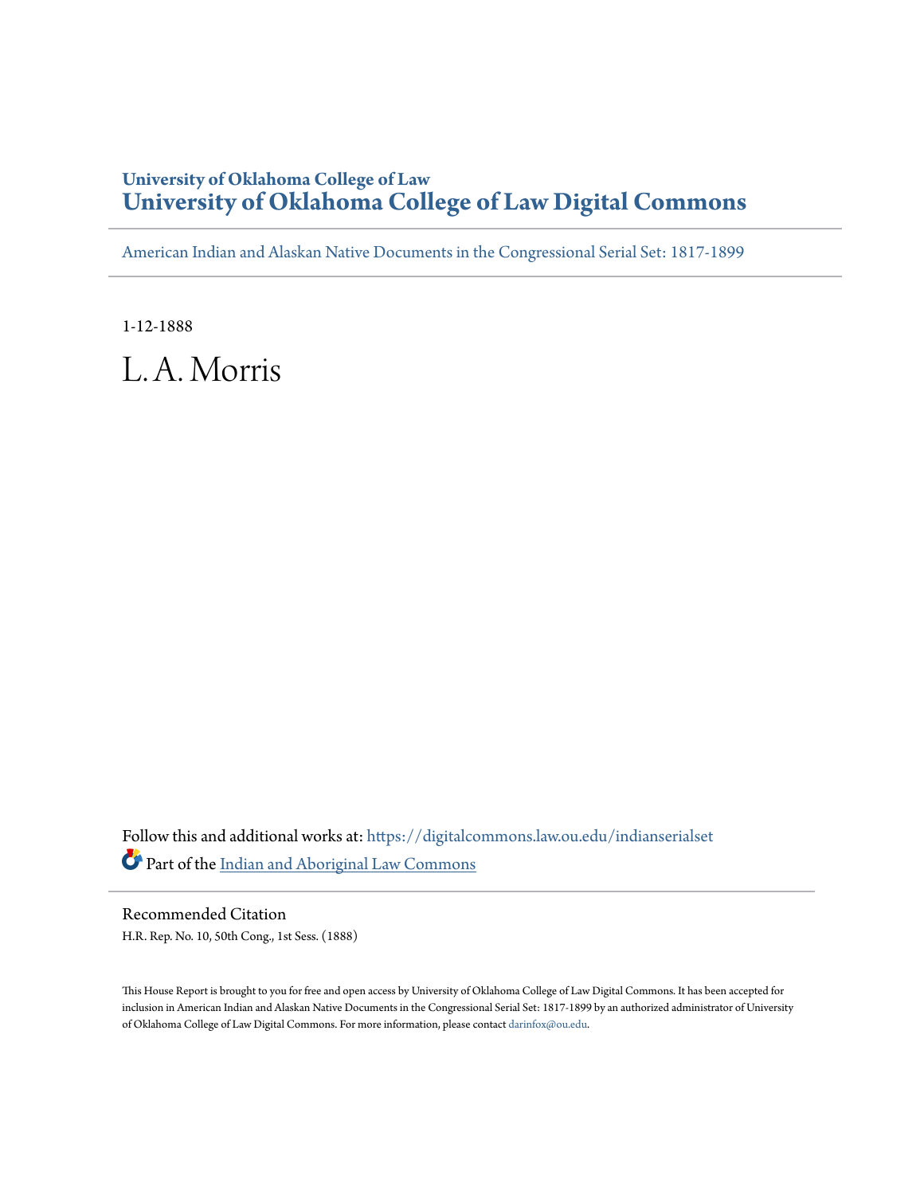# University of Oklahoma College of Law
# University of Oklahoma College of Law Digital Commons

American Indian and Alaskan Native Documents in the Congressional Serial Set: 1817-1899

1-12-1888

# L. A. Morris

Follow this and additional works at: https://digitalcommons.law.ou.edu/indianserialset

Part of the Indian and Aboriginal Law Commons

Recommended Citation

H.R. Rep. No. 10, 50th Cong., 1st Sess. (1888)

This House Report is brought to you for free and open access by University of Oklahoma College of Law Digital Commons. It has been accepted for inclusion in American Indian and Alaskan Native Documents in the Congressional Serial Set: 1817-1899 by an authorized administrator of University of Oklahoma College of Law Digital Commons. For more information, please contact darinfox@ou.edu.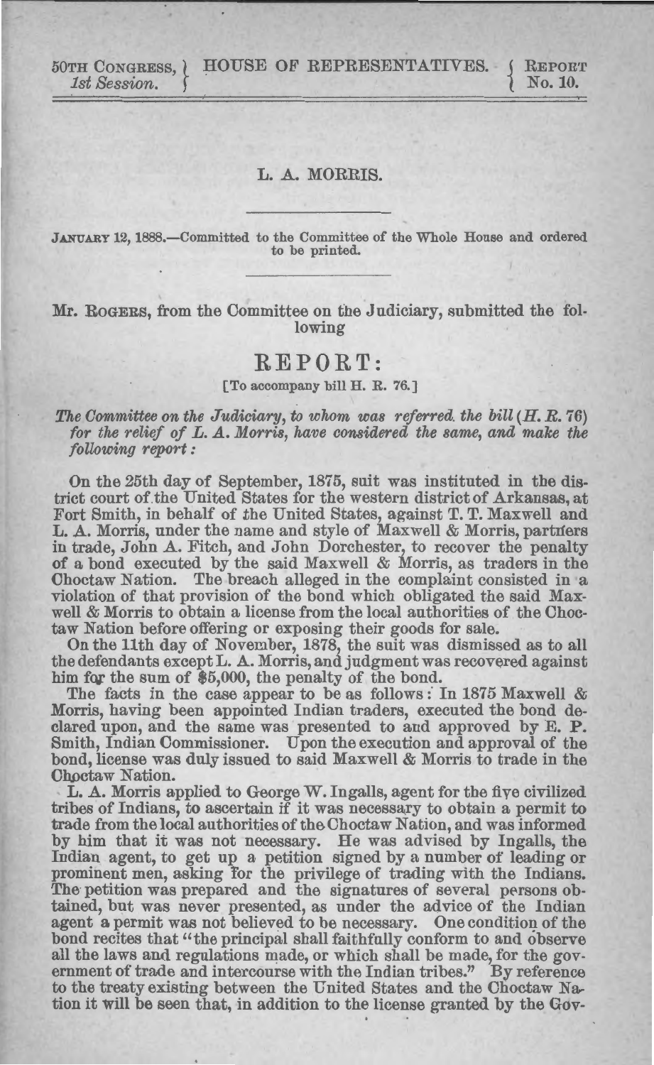50TH CONGRESS, } HOUSE OF REPRESENTATIVES. { REPORT
1st Session. } { No. 10.

# L. A. MORRIS.

JANUARY 12, 1888.—Committed to the Committee of the Whole House and ordered to be printed.

Mr. ROGERS, from the Committee on the Judiciary, submitted the following

## REPORT:

[To accompany bill H. R. 76.]

*The Committee on the Judiciary, to whom was referred the bill (H. R. 76) for the relief of L. A. Morris, have considered the same, and make the following report:*

On the 25th day of September, 1875, suit was instituted in the district court of the United States for the western district of Arkansas, at Fort Smith, in behalf of the United States, against T. T. Maxwell and L. A. Morris, under the name and style of Maxwell & Morris, partners in trade, John A. Fitch, and John Dorchester, to recover the penalty of a bond executed by the said Maxwell & Morris, as traders in the Choctaw Nation. The breach alleged in the complaint consisted in a violation of that provision of the bond which obligated the said Maxwell & Morris to obtain a license from the local authorities of the Choctaw Nation before offering or exposing their goods for sale.

On the 11th day of November, 1878, the suit was dismissed as to all the defendants except L. A. Morris, and judgment was recovered against him for the sum of $5,000, the penalty of the bond.

The facts in the case appear to be as follows: In 1875 Maxwell & Morris, having been appointed Indian traders, executed the bond declared upon, and the same was presented to and approved by E. P. Smith, Indian Commissioner. Upon the execution and approval of the bond, license was duly issued to said Maxwell & Morris to trade in the Choctaw Nation.

L. A. Morris applied to George W. Ingalls, agent for the five civilized tribes of Indians, to ascertain if it was necessary to obtain a permit to trade from the local authorities of the Choctaw Nation, and was informed by him that it was not necessary. He was advised by Ingalls, the Indian agent, to get up a petition signed by a number of leading or prominent men, asking for the privilege of trading with the Indians. The petition was prepared and the signatures of several persons obtained, but was never presented, as under the advice of the Indian agent a permit was not believed to be necessary. One condition of the bond recites that "the principal shall faithfully conform to and observe all the laws and regulations made, or which shall be made, for the government of trade and intercourse with the Indian tribes." By reference to the treaty existing between the United States and the Choctaw Nation it will be seen that, in addition to the license granted by the Gov-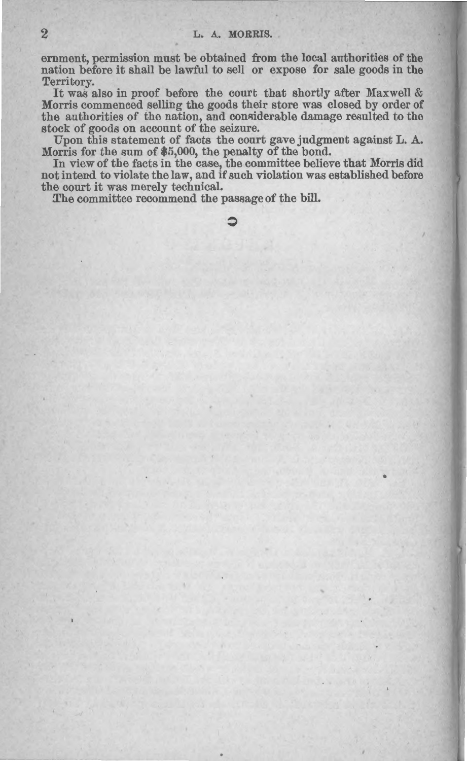ernment, permission must be obtained from the local authorities of the nation before it shall be lawful to sell or expose for sale goods in the Territory.

It was also in proof before the court that shortly after Maxwell & Morris commenced selling the goods their store was closed by order of the authorities of the nation, and considerable damage resulted to the stock of goods on account of the seizure.

Upon this statement of facts the court gave judgment against L. A. Morris for the sum of $5,000, the penalty of the bond.

In view of the facts in the case, the committee believe that Morris did not intend to violate the law, and if such violation was established before the court it was merely technical.

The committee recommend the passage of the bill.